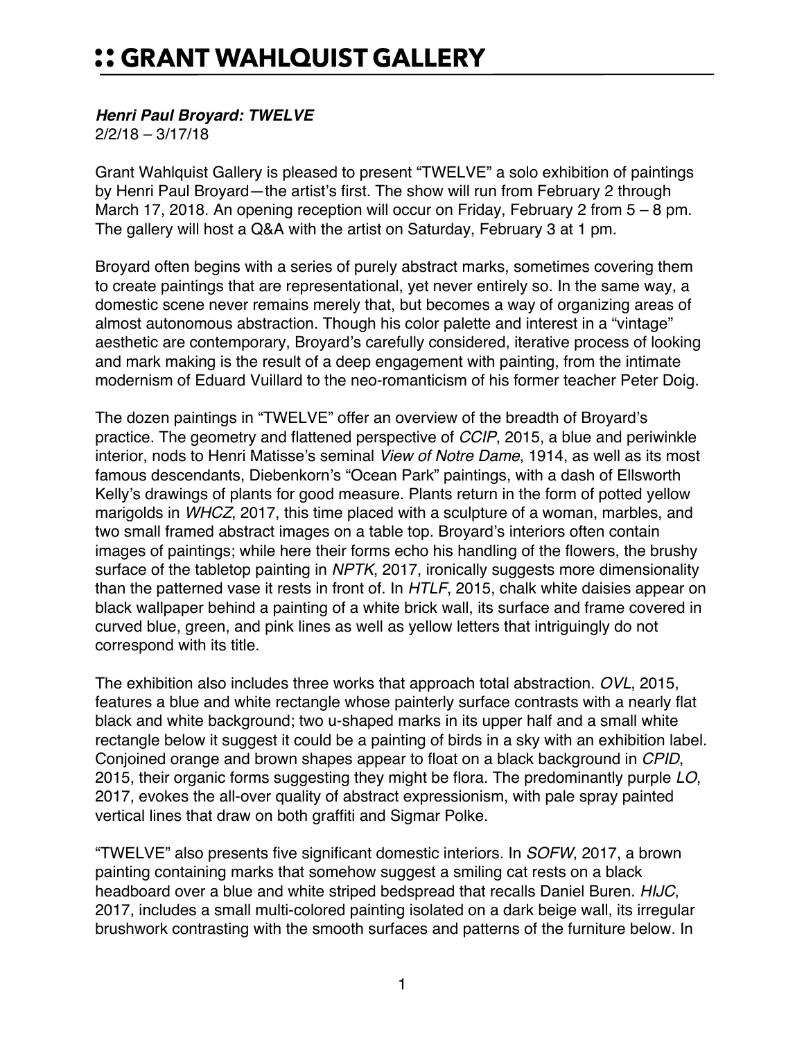# :: GRANT WAHLQUIST GALLERY

***Henri Paul Broyard: TWELVE***
2/2/18 – 3/17/18

Grant Wahlquist Gallery is pleased to present "TWELVE" a solo exhibition of paintings by Henri Paul Broyard—the artist's first. The show will run from February 2 through March 17, 2018. An opening reception will occur on Friday, February 2 from 5 – 8 pm. The gallery will host a Q&A with the artist on Saturday, February 3 at 1 pm.

Broyard often begins with a series of purely abstract marks, sometimes covering them to create paintings that are representational, yet never entirely so. In the same way, a domestic scene never remains merely that, but becomes a way of organizing areas of almost autonomous abstraction. Though his color palette and interest in a "vintage" aesthetic are contemporary, Broyard's carefully considered, iterative process of looking and mark making is the result of a deep engagement with painting, from the intimate modernism of Eduard Vuillard to the neo-romanticism of his former teacher Peter Doig.

The dozen paintings in "TWELVE" offer an overview of the breadth of Broyard's practice. The geometry and flattened perspective of *CCIP*, 2015, a blue and periwinkle interior, nods to Henri Matisse's seminal *View of Notre Dame*, 1914, as well as its most famous descendants, Diebenkorn's "Ocean Park" paintings, with a dash of Ellsworth Kelly's drawings of plants for good measure. Plants return in the form of potted yellow marigolds in *WHCZ*, 2017, this time placed with a sculpture of a woman, marbles, and two small framed abstract images on a table top. Broyard's interiors often contain images of paintings; while here their forms echo his handling of the flowers, the brushy surface of the tabletop painting in *NPTK*, 2017, ironically suggests more dimensionality than the patterned vase it rests in front of. In *HTLF*, 2015, chalk white daisies appear on black wallpaper behind a painting of a white brick wall, its surface and frame covered in curved blue, green, and pink lines as well as yellow letters that intriguingly do not correspond with its title.

The exhibition also includes three works that approach total abstraction. *OVL*, 2015, features a blue and white rectangle whose painterly surface contrasts with a nearly flat black and white background; two u-shaped marks in its upper half and a small white rectangle below it suggest it could be a painting of birds in a sky with an exhibition label. Conjoined orange and brown shapes appear to float on a black background in *CPID*, 2015, their organic forms suggesting they might be flora. The predominantly purple *LO*, 2017, evokes the all-over quality of abstract expressionism, with pale spray painted vertical lines that draw on both graffiti and Sigmar Polke.

"TWELVE" also presents five significant domestic interiors. In *SOFW*, 2017, a brown painting containing marks that somehow suggest a smiling cat rests on a black headboard over a blue and white striped bedspread that recalls Daniel Buren. *HIJC*, 2017, includes a small multi-colored painting isolated on a dark beige wall, its irregular brushwork contrasting with the smooth surfaces and patterns of the furniture below. In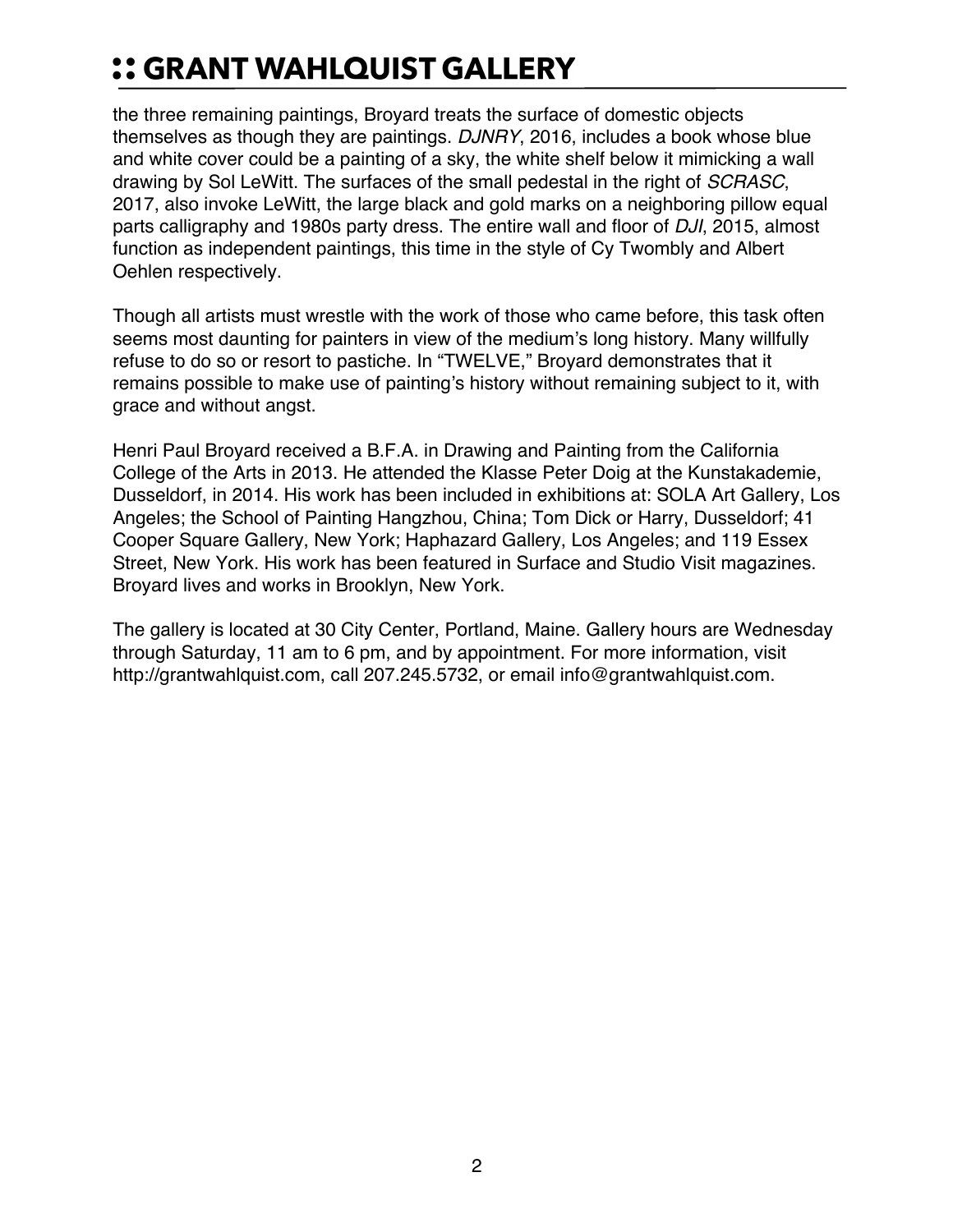the three remaining paintings, Broyard treats the surface of domestic objects themselves as though they are paintings. *DJNRY*, 2016, includes a book whose blue and white cover could be a painting of a sky, the white shelf below it mimicking a wall drawing by Sol LeWitt. The surfaces of the small pedestal in the right of *SCRASC*, 2017, also invoke LeWitt, the large black and gold marks on a neighboring pillow equal parts calligraphy and 1980s party dress. The entire wall and floor of *DJI*, 2015, almost function as independent paintings, this time in the style of Cy Twombly and Albert Oehlen respectively.

Though all artists must wrestle with the work of those who came before, this task often seems most daunting for painters in view of the medium's long history. Many willfully refuse to do so or resort to pastiche. In "TWELVE," Broyard demonstrates that it remains possible to make use of painting's history without remaining subject to it, with grace and without angst.

Henri Paul Broyard received a B.F.A. in Drawing and Painting from the California College of the Arts in 2013. He attended the Klasse Peter Doig at the Kunstakademie, Dusseldorf, in 2014. His work has been included in exhibitions at: SOLA Art Gallery, Los Angeles; the School of Painting Hangzhou, China; Tom Dick or Harry, Dusseldorf; 41 Cooper Square Gallery, New York; Haphazard Gallery, Los Angeles; and 119 Essex Street, New York. His work has been featured in Surface and Studio Visit magazines. Broyard lives and works in Brooklyn, New York.

The gallery is located at 30 City Center, Portland, Maine. Gallery hours are Wednesday through Saturday, 11 am to 6 pm, and by appointment. For more information, visit http://grantwahlquist.com, call 207.245.5732, or email info@grantwahlquist.com.